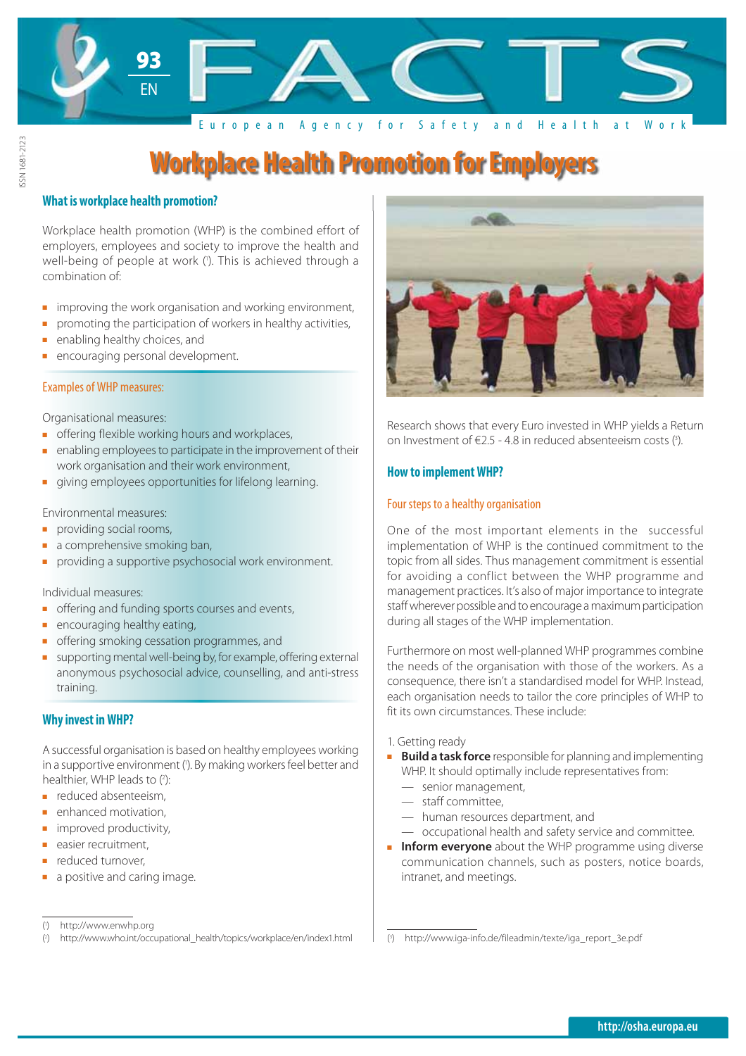# Workplace Health Promotion for Employers

## What is workplace health promotion?

Workplace health promotion (WHP) is the combined effort of employers, employees and society to improve the health and well-being of people at work ([1]). This is achieved through a combination of:

- improving the work organisation and working environment,
- promoting the participation of workers in healthy activities,
- enabling healthy choices, and
- encouraging personal development.

### Examples of WHP measures:

Organisational measures:

- offering flexible working hours and workplaces,
- enabling employees to participate in the improvement of their work organisation and their work environment,
- giving employees opportunities for lifelong learning.

Environmental measures:

- providing social rooms,
- a comprehensive smoking ban,
- providing a supportive psychosocial work environment.

Individual measures:

- offering and funding sports courses and events,
- encouraging healthy eating,
- offering smoking cessation programmes, and
- supporting mental well-being by, for example, offering external anonymous psychosocial advice, counselling, and anti-stress training.

## Why invest in WHP?

A successful organisation is based on healthy employees working in a supportive environment ([1]). By making workers feel better and healthier, WHP leads to ([2]):

- reduced absenteeism,
- enhanced motivation,
- improved productivity,
- easier recruitment,
- reduced turnover,
- a positive and caring image.

Research shows that every Euro invested in WHP yields a Return on Investment of €2.5 - 4.8 in reduced absenteeism costs ([3]).

## How to implement WHP?

### Four steps to a healthy organisation

One of the most important elements in the successful implementation of WHP is the continued commitment to the topic from all sides. Thus management commitment is essential for avoiding a conflict between the WHP programme and management practices. It's also of major importance to integrate staff wherever possible and to encourage a maximum participation during all stages of the WHP implementation.

Furthermore on most well-planned WHP programmes combine the needs of the organisation with those of the workers. As a consequence, there isn't a standardised model for WHP. Instead, each organisation needs to tailor the core principles of WHP to fit its own circumstances. These include:

1. Getting ready

- **Build a task force** responsible for planning and implementing WHP. It should optimally include representatives from:
  - senior management,
  - staff committee,
  - human resources department, and
  - occupational health and safety service and committee.
- **Inform everyone** about the WHP programme using diverse communication channels, such as posters, notice boards, intranet, and meetings.

---

([1]) http://www.enwhp.org

([2]) http://www.who.int/occupational_health/topics/workplace/en/index1.html

([3]) http://www.iga-info.de/fileadmin/texte/iga_report_3e.pdf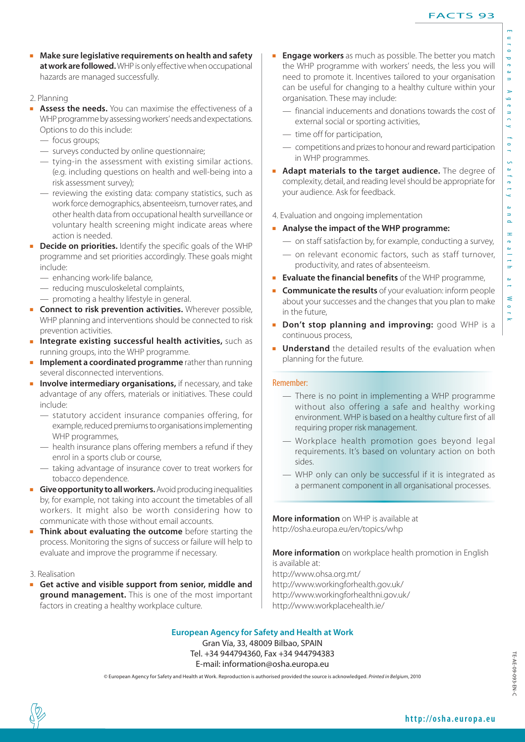- **Make sure legislative requirements on health and safety at work are followed.** WHP is only effective when occupational hazards are managed successfully.

2. Planning

- **Assess the needs.** You can maximise the effectiveness of a WHP programme by assessing workers' needs and expectations. Options to do this include:
  - — focus groups;
  - — surveys conducted by online questionnaire;
  - — tying-in the assessment with existing similar actions. (e.g. including questions on health and well-being into a risk assessment survey);
  - — reviewing the existing data: company statistics, such as work force demographics, absenteeism, turnover rates, and other health data from occupational health surveillance or voluntary health screening might indicate areas where action is needed.
- **Decide on priorities.** Identify the specific goals of the WHP programme and set priorities accordingly. These goals might include:
  - — enhancing work-life balance,
  - — reducing musculoskeletal complaints,
  - — promoting a healthy lifestyle in general.
- **Connect to risk prevention activities.** Wherever possible, WHP planning and interventions should be connected to risk prevention activities.
- **Integrate existing successful health activities,** such as running groups, into the WHP programme.
- **Implement a coordinated programme** rather than running several disconnected interventions.
- **Involve intermediary organisations,** if necessary, and take advantage of any offers, materials or initiatives. These could include:
  - — statutory accident insurance companies offering, for example, reduced premiums to organisations implementing WHP programmes,
  - — health insurance plans offering members a refund if they enrol in a sports club or course,
  - — taking advantage of insurance cover to treat workers for tobacco dependence.
- **Give opportunity to all workers.** Avoid producing inequalities by, for example, not taking into account the timetables of all workers. It might also be worth considering how to communicate with those without email accounts.
- **Think about evaluating the outcome** before starting the process. Monitoring the signs of success or failure will help to evaluate and improve the programme if necessary.

3. Realisation

- **Get active and visible support from senior, middle and ground management.** This is one of the most important factors in creating a healthy workplace culture.
- **Engage workers** as much as possible. The better you match the WHP programme with workers' needs, the less you will need to promote it. Incentives tailored to your organisation can be useful for changing to a healthy culture within your organisation. These may include:
  - — financial inducements and donations towards the cost of external social or sporting activities,
  - — time off for participation,
  - — competitions and prizes to honour and reward participation in WHP programmes.
- **Adapt materials to the target audience.** The degree of complexity, detail, and reading level should be appropriate for your audience. Ask for feedback.

4. Evaluation and ongoing implementation

- **Analyse the impact of the WHP programme:**
  - — on staff satisfaction by, for example, conducting a survey,
  - — on relevant economic factors, such as staff turnover, productivity, and rates of absenteeism.
- **Evaluate the financial benefits** of the WHP programme,
- **Communicate the results** of your evaluation: inform people about your successes and the changes that you plan to make in the future,
- **Don't stop planning and improving:** good WHP is a continuous process,
- **Understand** the detailed results of the evaluation when planning for the future.

Remember:

- — There is no point in implementing a WHP programme without also offering a safe and healthy working environment. WHP is based on a healthy culture first of all requiring proper risk management.
- — Workplace health promotion goes beyond legal requirements. It's based on voluntary action on both sides.
- — WHP only can only be successful if it is integrated as a permanent component in all organisational processes.

**More information** on WHP is available at
http://osha.europa.eu/en/topics/whp

**More information** on workplace health promotion in English is available at:
http://www.ohsa.org.mt/
http://www.workingforhealth.gov.uk/
http://www.workingforhealthni.gov.uk/
http://www.workplacehealth.ie/

**European Agency for Safety and Health at Work**
Gran Vía, 33, 48009 Bilbao, SPAIN
Tel. +34 944794360, Fax +34 944794383
E-mail: information@osha.europa.eu

© European Agency for Safety and Health at Work. Reproduction is authorised provided the source is acknowledged. *Printed in Belgium*, 2010

TE-AE-09-093-EN-C

http://osha.europa.eu